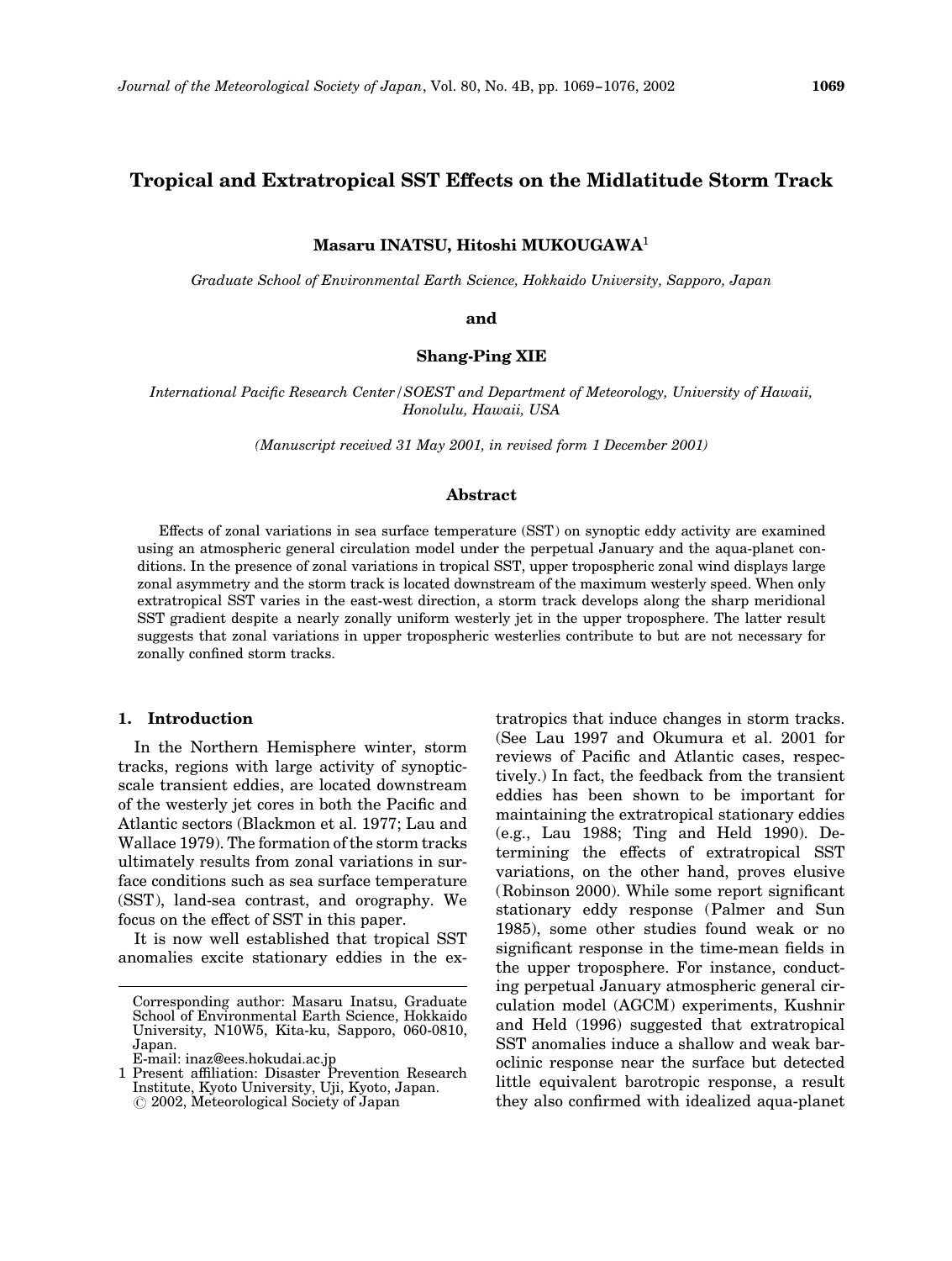# Tropical and Extratropical SST Effects on the Midlatitude Storm Track

**Masaru INATSU, Hitoshi MUKOUGAWA**[1]

*Graduate School of Environmental Earth Science, Hokkaido University, Sapporo, Japan*

**and**

**Shang-Ping XIE**

*International Pacific Research Center/SOEST and Department of Meteorology, University of Hawaii, Honolulu, Hawaii, USA*

*(Manuscript received 31 May 2001, in revised form 1 December 2001)*

## Abstract

Effects of zonal variations in sea surface temperature (SST) on synoptic eddy activity are examined using an atmospheric general circulation model under the perpetual January and the aqua-planet conditions. In the presence of zonal variations in tropical SST, upper tropospheric zonal wind displays large zonal asymmetry and the storm track is located downstream of the maximum westerly speed. When only extratropical SST varies in the east-west direction, a storm track develops along the sharp meridional SST gradient despite a nearly zonally uniform westerly jet in the upper troposphere. The latter result suggests that zonal variations in upper tropospheric westerlies contribute to but are not necessary for zonally confined storm tracks.

## 1. Introduction

In the Northern Hemisphere winter, storm tracks, regions with large activity of synoptic-scale transient eddies, are located downstream of the westerly jet cores in both the Pacific and Atlantic sectors (Blackmon et al. 1977; Lau and Wallace 1979). The formation of the storm tracks ultimately results from zonal variations in surface conditions such as sea surface temperature (SST), land-sea contrast, and orography. We focus on the effect of SST in this paper.

It is now well established that tropical SST anomalies excite stationary eddies in the extratropics that induce changes in storm tracks. (See Lau 1997 and Okumura et al. 2001 for reviews of Pacific and Atlantic cases, respectively.) In fact, the feedback from the transient eddies has been shown to be important for maintaining the extratropical stationary eddies (e.g., Lau 1988; Ting and Held 1990). Determining the effects of extratropical SST variations, on the other hand, proves elusive (Robinson 2000). While some report significant stationary eddy response (Palmer and Sun 1985), some other studies found weak or no significant response in the time-mean fields in the upper troposphere. For instance, conducting perpetual January atmospheric general circulation model (AGCM) experiments, Kushnir and Held (1996) suggested that extratropical SST anomalies induce a shallow and weak baroclinic response near the surface but detected little equivalent barotropic response, a result they also confirmed with idealized aqua-planet

---

Corresponding author: Masaru Inatsu, Graduate School of Environmental Earth Science, Hokkaido University, N10W5, Kita-ku, Sapporo, 060-0810, Japan.
E-mail: inaz@ees.hokudai.ac.jp

[1] Present affiliation: Disaster Prevention Research Institute, Kyoto University, Uji, Kyoto, Japan.

© 2002, Meteorological Society of Japan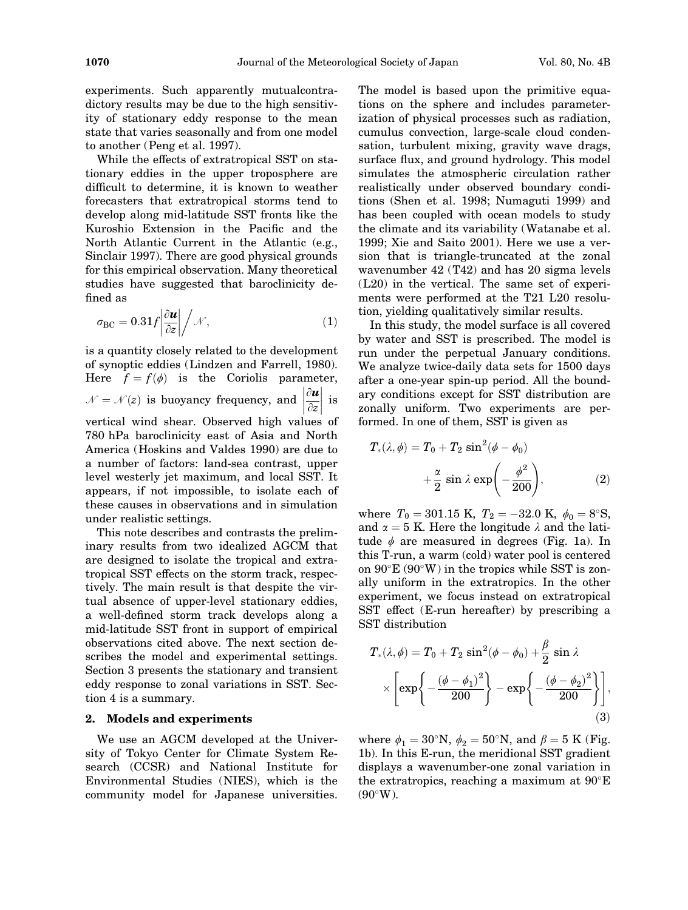experiments. Such apparently mutualcontradictory results may be due to the high sensitivity of stationary eddy response to the mean state that varies seasonally and from one model to another (Peng et al. 1997).

While the effects of extratropical SST on stationary eddies in the upper troposphere are difficult to determine, it is known to weather forecasters that extratropical storms tend to develop along mid-latitude SST fronts like the Kuroshio Extension in the Pacific and the North Atlantic Current in the Atlantic (e.g., Sinclair 1997). There are good physical grounds for this empirical observation. Many theoretical studies have suggested that baroclinicity defined as

$$\sigma_{\mathrm{BC}} = 0.31 f \left| \frac{\partial \boldsymbol{u}}{\partial z} \right| \Big/ \mathcal{N}, \tag{1}$$

is a quantity closely related to the development of synoptic eddies (Lindzen and Farrell, 1980). Here $f = f(\phi)$ is the Coriolis parameter, $\mathcal{N} = \mathcal{N}(z)$ is buoyancy frequency, and $\left|\frac{\partial \boldsymbol{u}}{\partial z}\right|$ is vertical wind shear. Observed high values of 780 hPa baroclinicity east of Asia and North America (Hoskins and Valdes 1990) are due to a number of factors: land-sea contrast, upper level westerly jet maximum, and local SST. It appears, if not impossible, to isolate each of these causes in observations and in simulation under realistic settings.

This note describes and contrasts the preliminary results from two idealized AGCM that are designed to isolate the tropical and extratropical SST effects on the storm track, respectively. The main result is that despite the virtual absence of upper-level stationary eddies, a well-defined storm track develops along a mid-latitude SST front in support of empirical observations cited above. The next section describes the model and experimental settings. Section 3 presents the stationary and transient eddy response to zonal variations in SST. Section 4 is a summary.

## 2. Models and experiments

We use an AGCM developed at the University of Tokyo Center for Climate System Research (CCSR) and National Institute for Environmental Studies (NIES), which is the community model for Japanese universities. The model is based upon the primitive equations on the sphere and includes parameterization of physical processes such as radiation, cumulus convection, large-scale cloud condensation, turbulent mixing, gravity wave drags, surface flux, and ground hydrology. This model simulates the atmospheric circulation rather realistically under observed boundary conditions (Shen et al. 1998; Numaguti 1999) and has been coupled with ocean models to study the climate and its variability (Watanabe et al. 1999; Xie and Saito 2001). Here we use a version that is triangle-truncated at the zonal wavenumber 42 (T42) and has 20 sigma levels (L20) in the vertical. The same set of experiments were performed at the T21 L20 resolution, yielding qualitatively similar results.

In this study, the model surface is all covered by water and SST is prescribed. The model is run under the perpetual January conditions. We analyze twice-daily data sets for 1500 days after a one-year spin-up period. All the boundary conditions except for SST distribution are zonally uniform. Two experiments are performed. In one of them, SST is given as

$$T_*(\lambda, \phi) = T_0 + T_2 \sin^2(\phi - \phi_0) + \frac{\alpha}{2} \sin \lambda \exp\left(-\frac{\phi^2}{200}\right), \tag{2}$$

where $T_0 = 301.15$ K, $T_2 = -32.0$ K, $\phi_0 = 8^\circ$S, and $\alpha = 5$ K. Here the longitude $\lambda$ and the latitude $\phi$ are measured in degrees (Fig. 1a). In this T-run, a warm (cold) water pool is centered on 90°E (90°W) in the tropics while SST is zonally uniform in the extratropics. In the other experiment, we focus instead on extratropical SST effect (E-run hereafter) by prescribing a SST distribution

$$T_*(\lambda, \phi) = T_0 + T_2 \sin^2(\phi - \phi_0) + \frac{\beta}{2} \sin \lambda \times \left[\exp\left\{-\frac{(\phi - \phi_1)^2}{200}\right\} - \exp\left\{-\frac{(\phi - \phi_2)^2}{200}\right\}\right], \tag{3}$$

where $\phi_1 = 30^\circ$N, $\phi_2 = 50^\circ$N, and $\beta = 5$ K (Fig. 1b). In this E-run, the meridional SST gradient displays a wavenumber-one zonal variation in the extratropics, reaching a maximum at 90°E (90°W).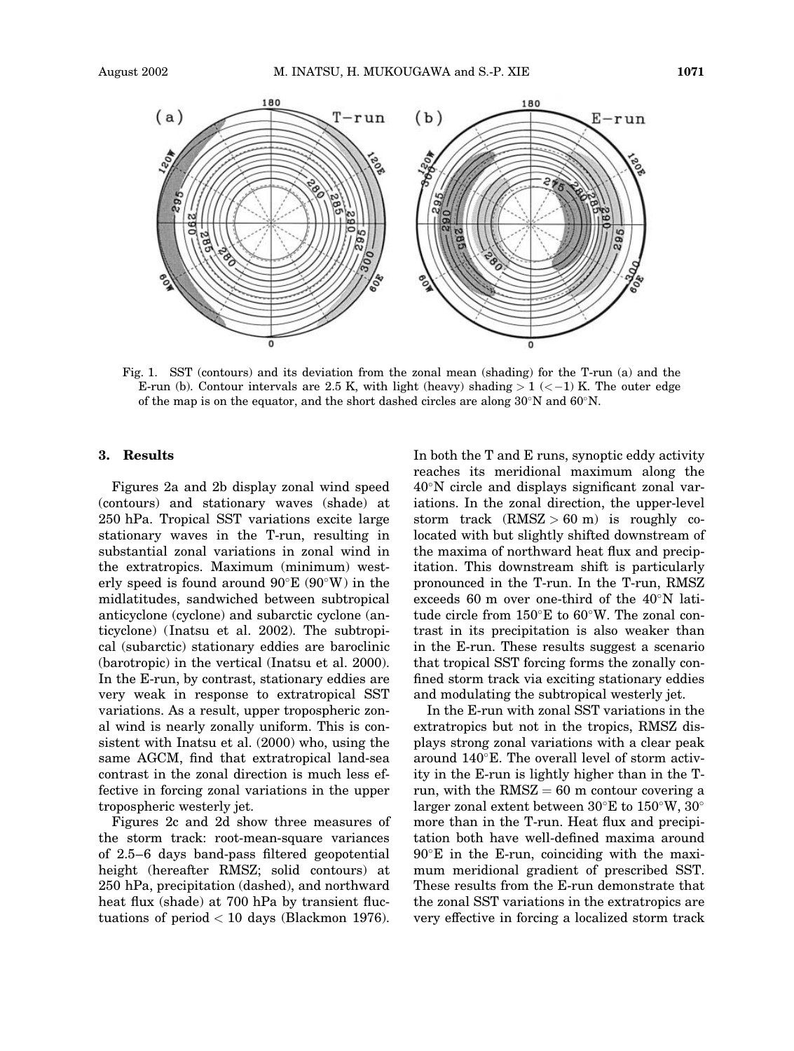Fig. 1. SST (contours) and its deviation from the zonal mean (shading) for the T-run (a) and the E-run (b). Contour intervals are 2.5 K, with light (heavy) shading > 1 (< −1) K. The outer edge of the map is on the equator, and the short dashed circles are along 30°N and 60°N.

## 3. Results

Figures 2a and 2b display zonal wind speed (contours) and stationary waves (shade) at 250 hPa. Tropical SST variations excite large stationary waves in the T-run, resulting in substantial zonal variations in zonal wind in the extratropics. Maximum (minimum) westerly speed is found around 90°E (90°W) in the midlatitudes, sandwiched between subtropical anticyclone (cyclone) and subarctic cyclone (anticyclone) (Inatsu et al. 2002). The subtropical (subarctic) stationary eddies are baroclinic (barotropic) in the vertical (Inatsu et al. 2000). In the E-run, by contrast, stationary eddies are very weak in response to extratropical SST variations. As a result, upper tropospheric zonal wind is nearly zonally uniform. This is consistent with Inatsu et al. (2000) who, using the same AGCM, find that extratropical land-sea contrast in the zonal direction is much less effective in forcing zonal variations in the upper tropospheric westerly jet.

Figures 2c and 2d show three measures of the storm track: root-mean-square variances of 2.5–6 days band-pass filtered geopotential height (hereafter RMSZ; solid contours) at 250 hPa, precipitation (dashed), and northward heat flux (shade) at 700 hPa by transient fluctuations of period < 10 days (Blackmon 1976). In both the T and E runs, synoptic eddy activity reaches its meridional maximum along the 40°N circle and displays significant zonal variations. In the zonal direction, the upper-level storm track (RMSZ > 60 m) is roughly co-located with but slightly shifted downstream of the maxima of northward heat flux and precipitation. This downstream shift is particularly pronounced in the T-run. In the T-run, RMSZ exceeds 60 m over one-third of the 40°N latitude circle from 150°E to 60°W. The zonal contrast in its precipitation is also weaker than in the E-run. These results suggest a scenario that tropical SST forcing forms the zonally confined storm track via exciting stationary eddies and modulating the subtropical westerly jet.

In the E-run with zonal SST variations in the extratropics but not in the tropics, RMSZ displays strong zonal variations with a clear peak around 140°E. The overall level of storm activity in the E-run is lightly higher than in the T-run, with the RMSZ = 60 m contour covering a larger zonal extent between 30°E to 150°W, 30° more than in the T-run. Heat flux and precipitation both have well-defined maxima around 90°E in the E-run, coinciding with the maximum meridional gradient of prescribed SST. These results from the E-run demonstrate that the zonal SST variations in the extratropics are very effective in forcing a localized storm track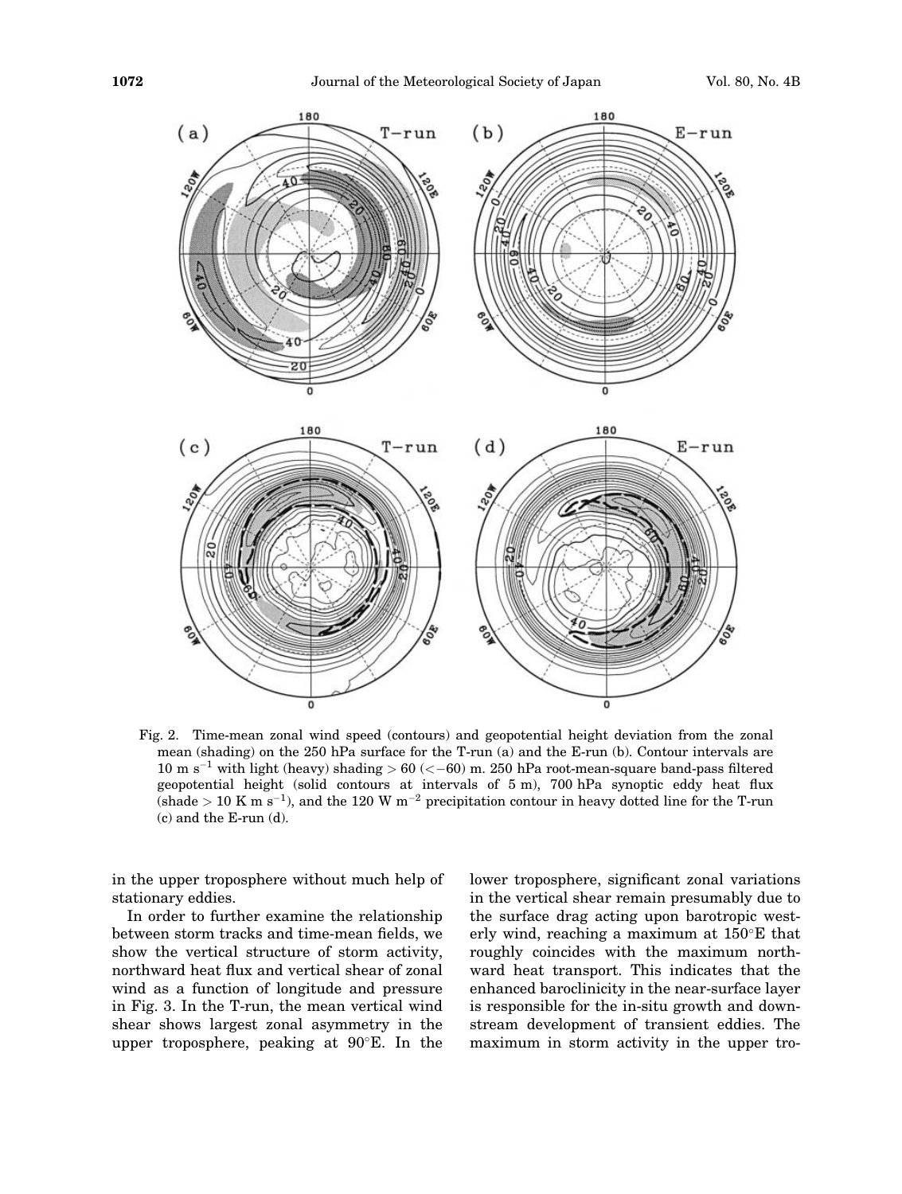Fig. 2. Time-mean zonal wind speed (contours) and geopotential height deviation from the zonal mean (shading) on the 250 hPa surface for the T-run (a) and the E-run (b). Contour intervals are 10 m s$^{-1}$ with light (heavy) shading > 60 (< −60) m. 250 hPa root-mean-square band-pass filtered geopotential height (solid contours at intervals of 5 m), 700 hPa synoptic eddy heat flux (shade > 10 K m s$^{-1}$), and the 120 W m$^{-2}$ precipitation contour in heavy dotted line for the T-run (c) and the E-run (d).

in the upper troposphere without much help of stationary eddies.

In order to further examine the relationship between storm tracks and time-mean fields, we show the vertical structure of storm activity, northward heat flux and vertical shear of zonal wind as a function of longitude and pressure in Fig. 3. In the T-run, the mean vertical wind shear shows largest zonal asymmetry in the upper troposphere, peaking at 90°E. In the lower troposphere, significant zonal variations in the vertical shear remain presumably due to the surface drag acting upon barotropic westerly wind, reaching a maximum at 150°E that roughly coincides with the maximum northward heat transport. This indicates that the enhanced baroclinicity in the near-surface layer is responsible for the in-situ growth and downstream development of transient eddies. The maximum in storm activity in the upper tro-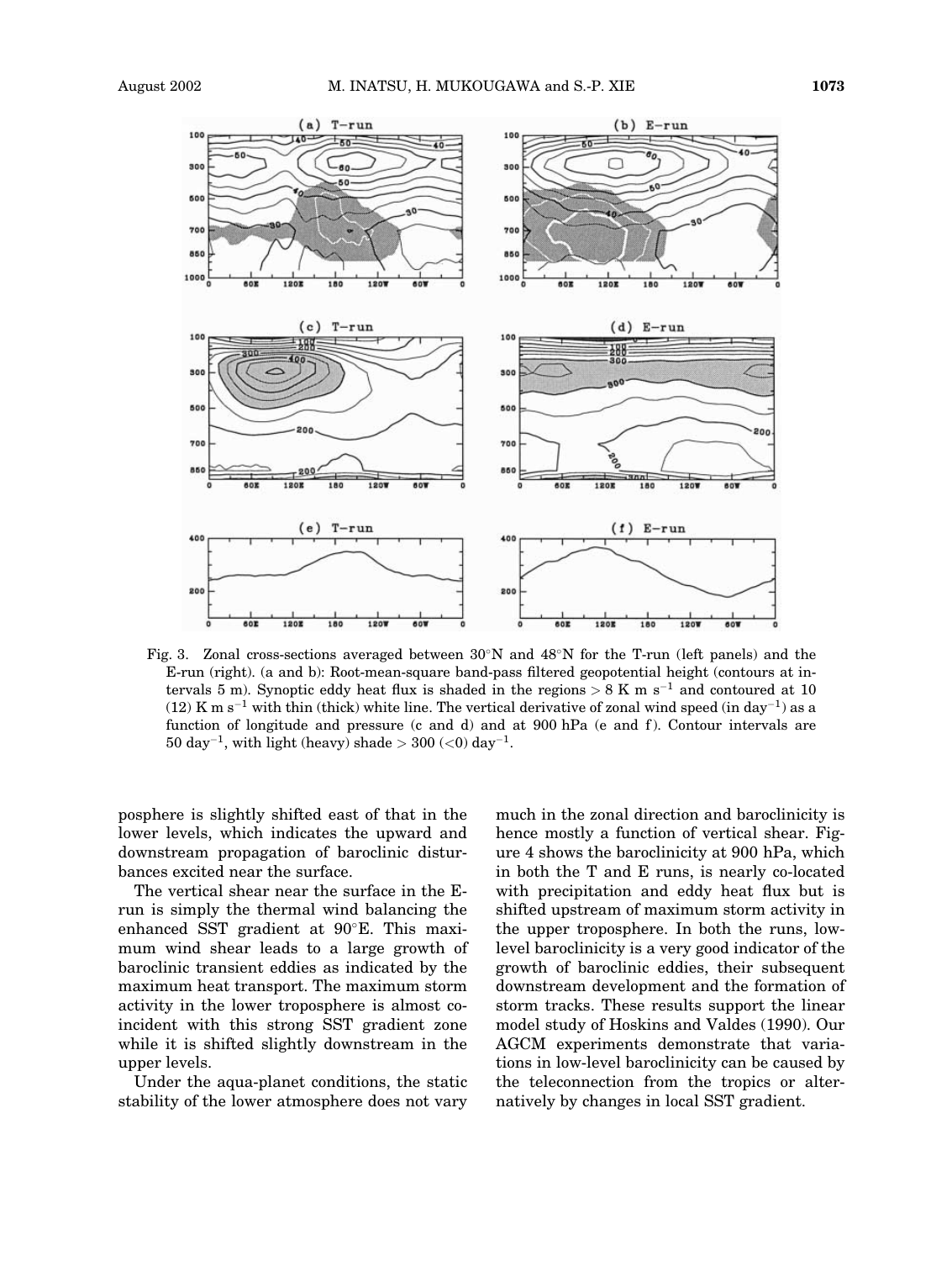Fig. 3. Zonal cross-sections averaged between 30°N and 48°N for the T-run (left panels) and the E-run (right). (a and b): Root-mean-square band-pass filtered geopotential height (contours at intervals 5 m). Synoptic eddy heat flux is shaded in the regions > 8 K m s$^{-1}$ and contoured at 10 (12) K m s$^{-1}$ with thin (thick) white line. The vertical derivative of zonal wind speed (in day$^{-1}$) as a function of longitude and pressure (c and d) and at 900 hPa (e and f). Contour intervals are 50 day$^{-1}$, with light (heavy) shade > 300 (<0) day$^{-1}$.

posphere is slightly shifted east of that in the lower levels, which indicates the upward and downstream propagation of baroclinic disturbances excited near the surface.

The vertical shear near the surface in the E-run is simply the thermal wind balancing the enhanced SST gradient at 90°E. This maximum wind shear leads to a large growth of baroclinic transient eddies as indicated by the maximum heat transport. The maximum storm activity in the lower troposphere is almost coincident with this strong SST gradient zone while it is shifted slightly downstream in the upper levels.

Under the aqua-planet conditions, the static stability of the lower atmosphere does not vary much in the zonal direction and baroclinicity is hence mostly a function of vertical shear. Figure 4 shows the baroclinicity at 900 hPa, which in both the T and E runs, is nearly co-located with precipitation and eddy heat flux but is shifted upstream of maximum storm activity in the upper troposphere. In both the runs, low-level baroclinicity is a very good indicator of the growth of baroclinic eddies, their subsequent downstream development and the formation of storm tracks. These results support the linear model study of Hoskins and Valdes (1990). Our AGCM experiments demonstrate that variations in low-level baroclinicity can be caused by the teleconnection from the tropics or alternatively by changes in local SST gradient.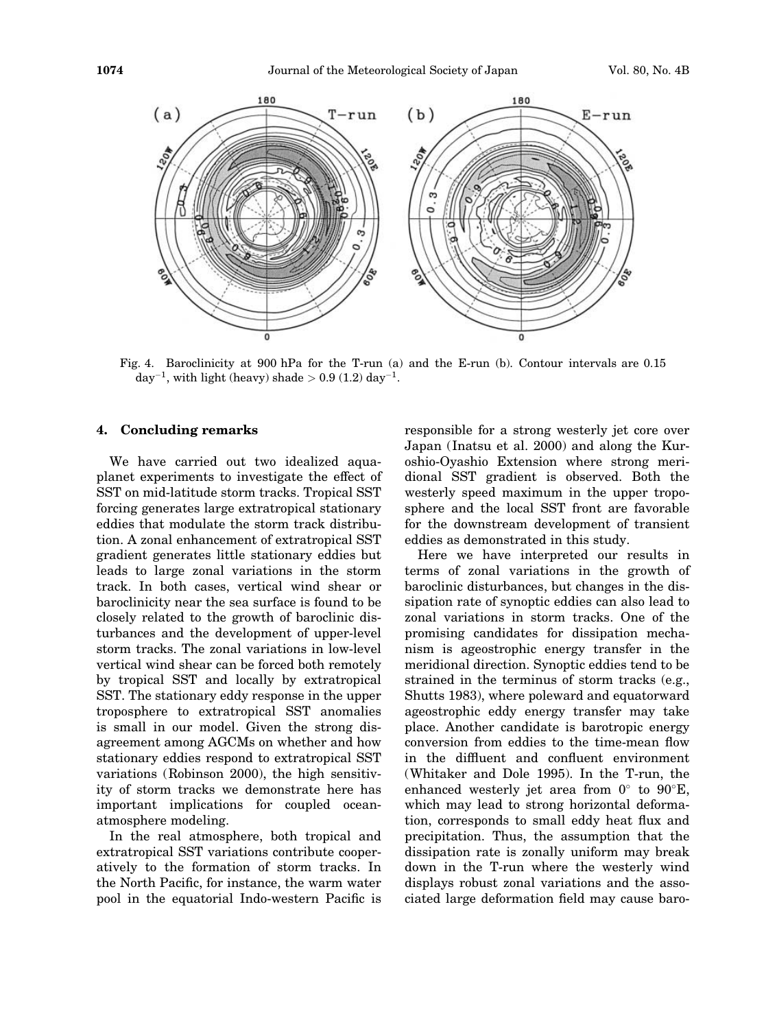Fig. 4. Baroclinicity at 900 hPa for the T-run (a) and the E-run (b). Contour intervals are 0.15 $day^{-1}$, with light (heavy) shade $> 0.9$ (1.2) $day^{-1}$.

## 4. Concluding remarks

We have carried out two idealized aquaplanet experiments to investigate the effect of SST on mid-latitude storm tracks. Tropical SST forcing generates large extratropical stationary eddies that modulate the storm track distribution. A zonal enhancement of extratropical SST gradient generates little stationary eddies but leads to large zonal variations in the storm track. In both cases, vertical wind shear or baroclinicity near the sea surface is found to be closely related to the growth of baroclinic disturbances and the development of upper-level storm tracks. The zonal variations in low-level vertical wind shear can be forced both remotely by tropical SST and locally by extratropical SST. The stationary eddy response in the upper troposphere to extratropical SST anomalies is small in our model. Given the strong disagreement among AGCMs on whether and how stationary eddies respond to extratropical SST variations (Robinson 2000), the high sensitivity of storm tracks we demonstrate here has important implications for coupled ocean-atmosphere modeling.

In the real atmosphere, both tropical and extratropical SST variations contribute cooperatively to the formation of storm tracks. In the North Pacific, for instance, the warm water pool in the equatorial Indo-western Pacific is responsible for a strong westerly jet core over Japan (Inatsu et al. 2000) and along the Kuroshio-Oyashio Extension where strong meridional SST gradient is observed. Both the westerly speed maximum in the upper troposphere and the local SST front are favorable for the downstream development of transient eddies as demonstrated in this study.

Here we have interpreted our results in terms of zonal variations in the growth of baroclinic disturbances, but changes in the dissipation rate of synoptic eddies can also lead to zonal variations in storm tracks. One of the promising candidates for dissipation mechanism is ageostrophic energy transfer in the meridional direction. Synoptic eddies tend to be strained in the terminus of storm tracks (e.g., Shutts 1983), where poleward and equatorward ageostrophic eddy energy transfer may take place. Another candidate is barotropic energy conversion from eddies to the time-mean flow in the diffluent and confluent environment (Whitaker and Dole 1995). In the T-run, the enhanced westerly jet area from 0° to 90°E, which may lead to strong horizontal deformation, corresponds to small eddy heat flux and precipitation. Thus, the assumption that the dissipation rate is zonally uniform may break down in the T-run where the westerly wind displays robust zonal variations and the associated large deformation field may cause baro-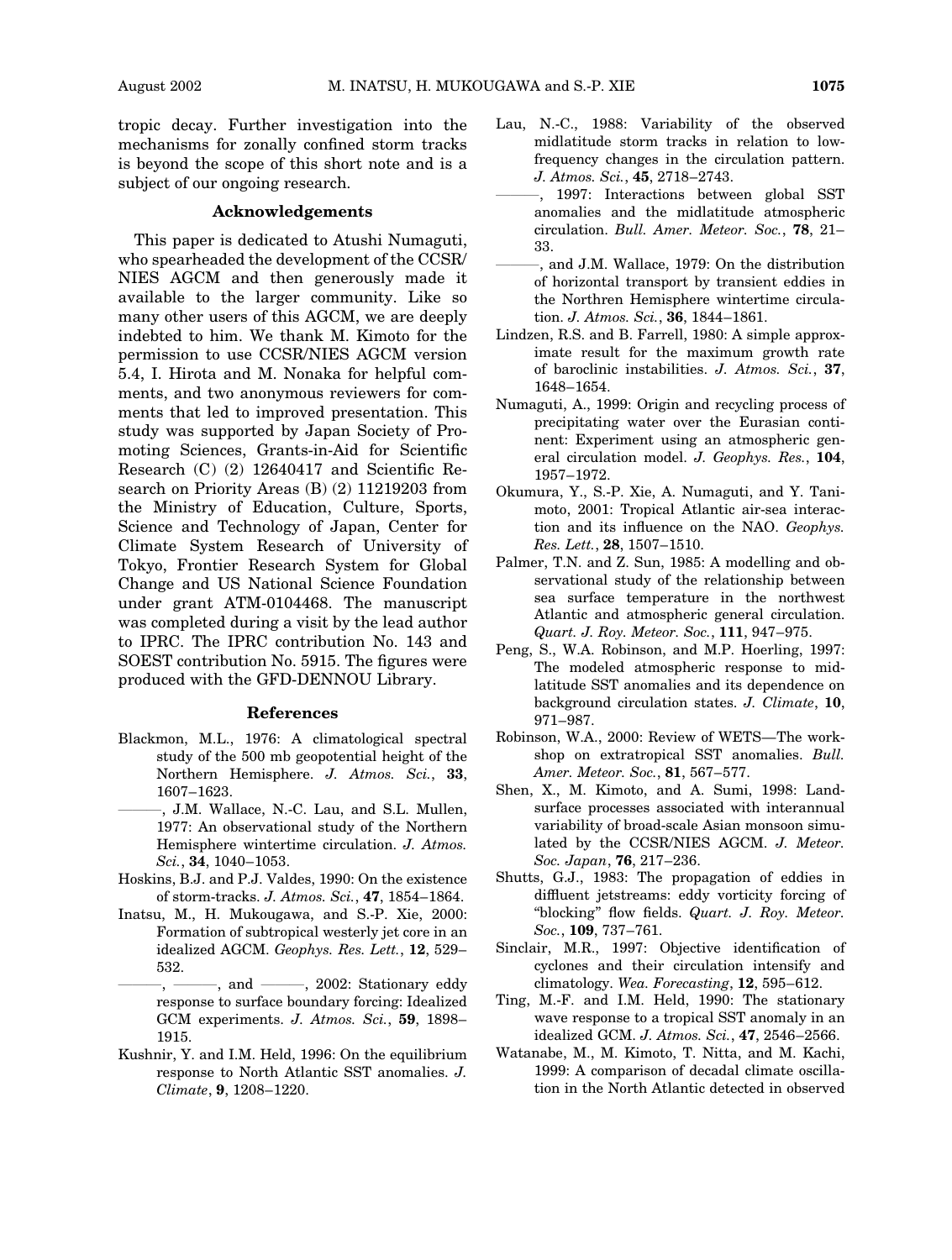tropic decay. Further investigation into the mechanisms for zonally confined storm tracks is beyond the scope of this short note and is a subject of our ongoing research.

## Acknowledgements

This paper is dedicated to Atushi Numaguti, who spearheaded the development of the CCSR/NIES AGCM and then generously made it available to the larger community. Like so many other users of this AGCM, we are deeply indebted to him. We thank M. Kimoto for the permission to use CCSR/NIES AGCM version 5.4, I. Hirota and M. Nonaka for helpful comments, and two anonymous reviewers for comments that led to improved presentation. This study was supported by Japan Society of Promoting Sciences, Grants-in-Aid for Scientific Research (C) (2) 12640417 and Scientific Research on Priority Areas (B) (2) 11219203 from the Ministry of Education, Culture, Sports, Science and Technology of Japan, Center for Climate System Research of University of Tokyo, Frontier Research System for Global Change and US National Science Foundation under grant ATM-0104468. The manuscript was completed during a visit by the lead author to IPRC. The IPRC contribution No. 143 and SOEST contribution No. 5915. The figures were produced with the GFD-DENNOU Library.

## References

Blackmon, M.L., 1976: A climatological spectral study of the 500 mb geopotential height of the Northern Hemisphere. *J. Atmos. Sci.*, **33**, 1607–1623.

———, J.M. Wallace, N.-C. Lau, and S.L. Mullen, 1977: An observational study of the Northern Hemisphere wintertime circulation. *J. Atmos. Sci.*, **34**, 1040–1053.

Hoskins, B.J. and P.J. Valdes, 1990: On the existence of storm-tracks. *J. Atmos. Sci.*, **47**, 1854–1864.

Inatsu, M., H. Mukougawa, and S.-P. Xie, 2000: Formation of subtropical westerly jet core in an idealized AGCM. *Geophys. Res. Lett.*, **12**, 529–532.

———, ———, and ———, 2002: Stationary eddy response to surface boundary forcing: Idealized GCM experiments. *J. Atmos. Sci.*, **59**, 1898–1915.

Kushnir, Y. and I.M. Held, 1996: On the equilibrium response to North Atlantic SST anomalies. *J. Climate*, **9**, 1208–1220.

Lau, N.-C., 1988: Variability of the observed midlatitude storm tracks in relation to low-frequency changes in the circulation pattern. *J. Atmos. Sci.*, **45**, 2718–2743.

———, 1997: Interactions between global SST anomalies and the midlatitude atmospheric circulation. *Bull. Amer. Meteor. Soc.*, **78**, 21–33.

———, and J.M. Wallace, 1979: On the distribution of horizontal transport by transient eddies in the Northren Hemisphere wintertime circulation. *J. Atmos. Sci.*, **36**, 1844–1861.

Lindzen, R.S. and B. Farrell, 1980: A simple approximate result for the maximum growth rate of baroclinic instabilities. *J. Atmos. Sci.*, **37**, 1648–1654.

Numaguti, A., 1999: Origin and recycling process of precipitating water over the Eurasian continent: Experiment using an atmospheric general circulation model. *J. Geophys. Res.*, **104**, 1957–1972.

Okumura, Y., S.-P. Xie, A. Numaguti, and Y. Tanimoto, 2001: Tropical Atlantic air-sea interaction and its influence on the NAO. *Geophys. Res. Lett.*, **28**, 1507–1510.

Palmer, T.N. and Z. Sun, 1985: A modelling and observational study of the relationship between sea surface temperature in the northwest Atlantic and atmospheric general circulation. *Quart. J. Roy. Meteor. Soc.*, **111**, 947–975.

Peng, S., W.A. Robinson, and M.P. Hoerling, 1997: The modeled atmospheric response to midlatitude SST anomalies and its dependence on background circulation states. *J. Climate*, **10**, 971–987.

Robinson, W.A., 2000: Review of WETS—The workshop on extratropical SST anomalies. *Bull. Amer. Meteor. Soc.*, **81**, 567–577.

Shen, X., M. Kimoto, and A. Sumi, 1998: Land-surface processes associated with interannual variability of broad-scale Asian monsoon simulated by the CCSR/NIES AGCM. *J. Meteor. Soc. Japan*, **76**, 217–236.

Shutts, G.J., 1983: The propagation of eddies in diffluent jetstreams: eddy vorticity forcing of "blocking" flow fields. *Quart. J. Roy. Meteor. Soc.*, **109**, 737–761.

Sinclair, M.R., 1997: Objective identification of cyclones and their circulation intensify and climatology. *Wea. Forecasting*, **12**, 595–612.

Ting, M.-F. and I.M. Held, 1990: The stationary wave response to a tropical SST anomaly in an idealized GCM. *J. Atmos. Sci.*, **47**, 2546–2566.

Watanabe, M., M. Kimoto, T. Nitta, and M. Kachi, 1999: A comparison of decadal climate oscillation in the North Atlantic detected in observed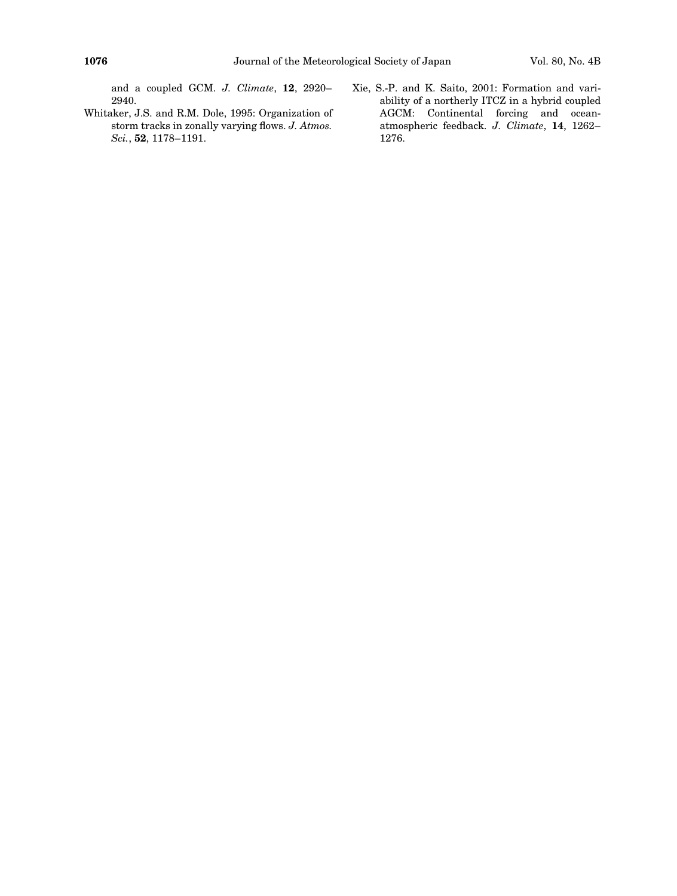and a coupled GCM. *J. Climate*, **12**, 2920–2940.

Whitaker, J.S. and R.M. Dole, 1995: Organization of storm tracks in zonally varying flows. *J. Atmos. Sci.*, **52**, 1178–1191.

Xie, S.-P. and K. Saito, 2001: Formation and variability of a northerly ITCZ in a hybrid coupled AGCM: Continental forcing and ocean-atmospheric feedback. *J. Climate*, **14**, 1262–1276.